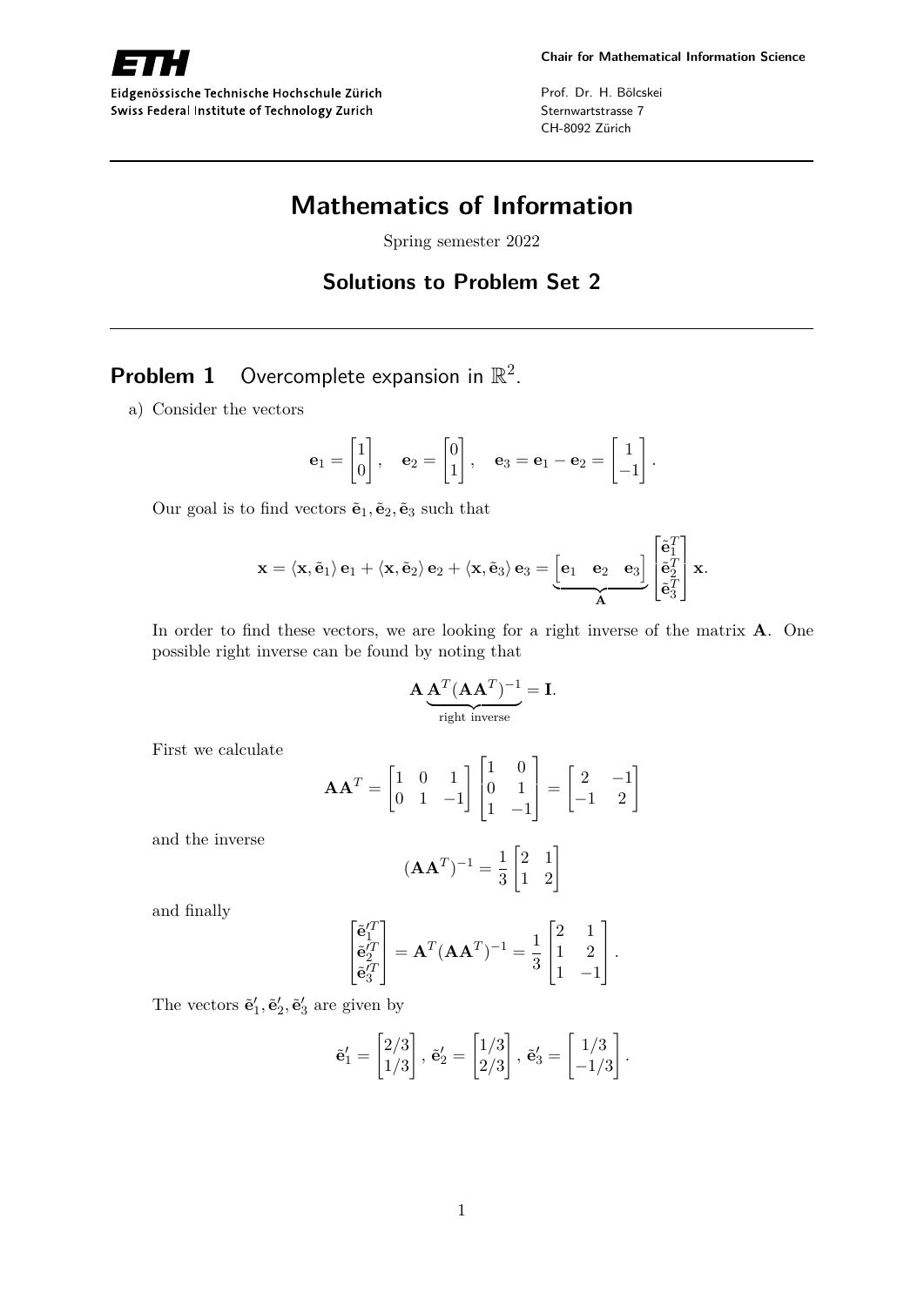Chair for Mathematical Information Science

Prof. Dr. H. Bölcskei
Sternwartstrasse 7
CH-8092 Zürich

Eidgenössische Technische Hochschule Zürich
Swiss Federal Institute of Technology Zurich

# Mathematics of Information

Spring semester 2022

## Solutions to Problem Set 2

### Problem 1 Overcomplete expansion in $\mathbb{R}^2$.

a) Consider the vectors

$$\mathbf{e}_1 = \begin{bmatrix} 1 \\ 0 \end{bmatrix}, \quad \mathbf{e}_2 = \begin{bmatrix} 0 \\ 1 \end{bmatrix}, \quad \mathbf{e}_3 = \mathbf{e}_1 - \mathbf{e}_2 = \begin{bmatrix} 1 \\ -1 \end{bmatrix}.$$

Our goal is to find vectors $\tilde{\mathbf{e}}_1, \tilde{\mathbf{e}}_2, \tilde{\mathbf{e}}_3$ such that

$$\mathbf{x} = \langle \mathbf{x}, \tilde{\mathbf{e}}_1 \rangle \, \mathbf{e}_1 + \langle \mathbf{x}, \tilde{\mathbf{e}}_2 \rangle \, \mathbf{e}_2 + \langle \mathbf{x}, \tilde{\mathbf{e}}_3 \rangle \, \mathbf{e}_3 = \underbrace{\begin{bmatrix} \mathbf{e}_1 & \mathbf{e}_2 & \mathbf{e}_3 \end{bmatrix}}_{\mathbf{A}} \begin{bmatrix} \tilde{\mathbf{e}}_1^T \\ \tilde{\mathbf{e}}_2^T \\ \tilde{\mathbf{e}}_3^T \end{bmatrix} \mathbf{x}.$$

In order to find these vectors, we are looking for a right inverse of the matrix $\mathbf{A}$. One possible right inverse can be found by noting that

$$\mathbf{A} \underbrace{\mathbf{A}^T (\mathbf{A}\mathbf{A}^T)^{-1}}_{\text{right inverse}} = \mathbf{I}.$$

First we calculate

$$\mathbf{A}\mathbf{A}^T = \begin{bmatrix} 1 & 0 & 1 \\ 0 & 1 & -1 \end{bmatrix} \begin{bmatrix} 1 & 0 \\ 0 & 1 \\ 1 & -1 \end{bmatrix} = \begin{bmatrix} 2 & -1 \\ -1 & 2 \end{bmatrix}$$

and the inverse

$$(\mathbf{A}\mathbf{A}^T)^{-1} = \frac{1}{3} \begin{bmatrix} 2 & 1 \\ 1 & 2 \end{bmatrix}$$

and finally

$$\begin{bmatrix} \tilde{\mathbf{e}}_1'^T \\ \tilde{\mathbf{e}}_2'^T \\ \tilde{\mathbf{e}}_3'^T \end{bmatrix} = \mathbf{A}^T (\mathbf{A}\mathbf{A}^T)^{-1} = \frac{1}{3} \begin{bmatrix} 2 & 1 \\ 1 & 2 \\ 1 & -1 \end{bmatrix}.$$

The vectors $\tilde{\mathbf{e}}_1', \tilde{\mathbf{e}}_2', \tilde{\mathbf{e}}_3'$ are given by

$$\tilde{\mathbf{e}}_1' = \begin{bmatrix} 2/3 \\ 1/3 \end{bmatrix}, \, \tilde{\mathbf{e}}_2' = \begin{bmatrix} 1/3 \\ 2/3 \end{bmatrix}, \, \tilde{\mathbf{e}}_3' = \begin{bmatrix} 1/3 \\ -1/3 \end{bmatrix}.$$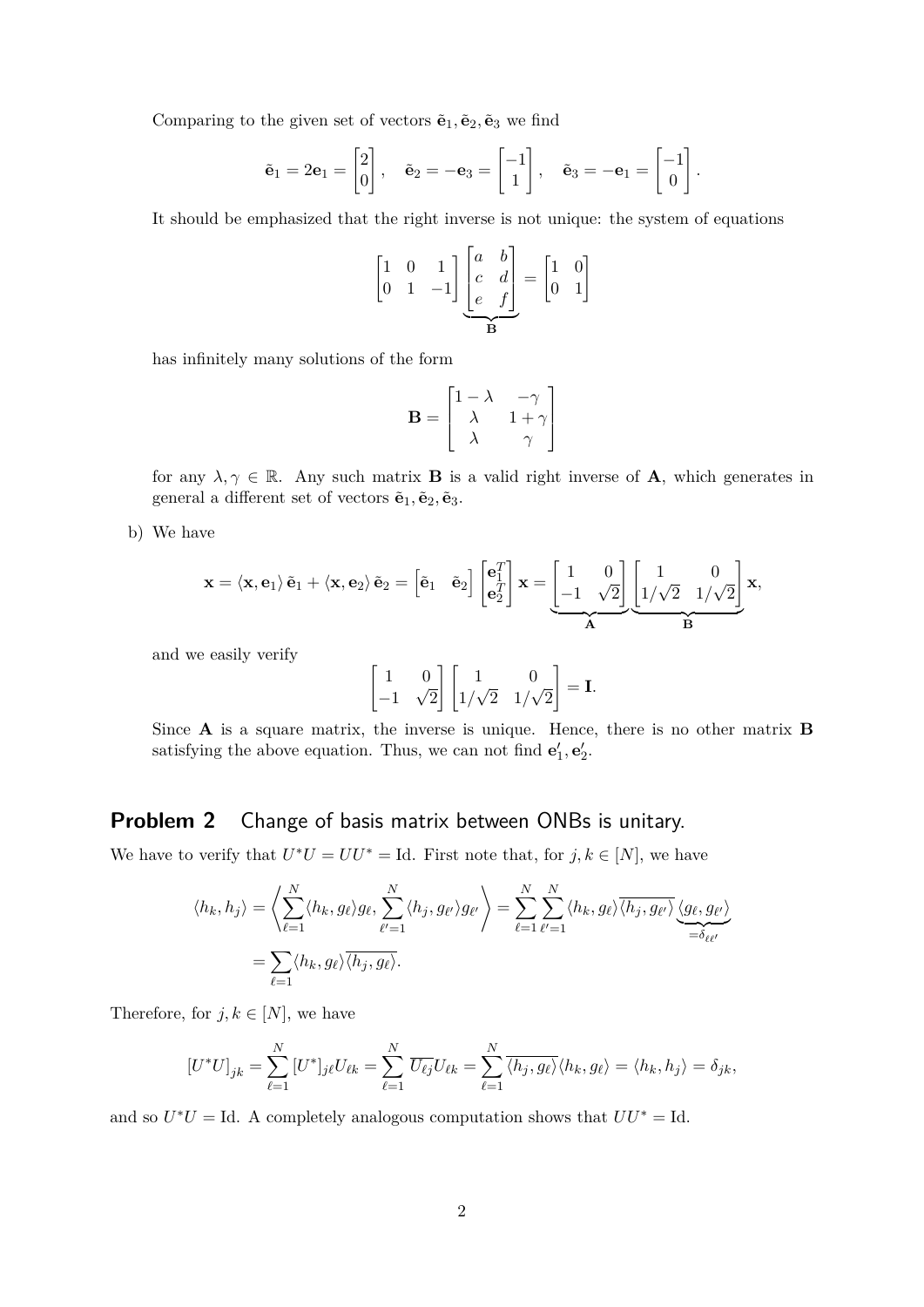Comparing to the given set of vectors $\tilde{\mathbf{e}}_1, \tilde{\mathbf{e}}_2, \tilde{\mathbf{e}}_3$ we find

$$\tilde{\mathbf{e}}_1 = 2\mathbf{e}_1 = \begin{bmatrix} 2 \\ 0 \end{bmatrix}, \quad \tilde{\mathbf{e}}_2 = -\mathbf{e}_3 = \begin{bmatrix} -1 \\ 1 \end{bmatrix}, \quad \tilde{\mathbf{e}}_3 = -\mathbf{e}_1 = \begin{bmatrix} -1 \\ 0 \end{bmatrix}.$$

It should be emphasized that the right inverse is not unique: the system of equations

$$\begin{bmatrix} 1 & 0 & 1 \\ 0 & 1 & -1 \end{bmatrix} \underbrace{\begin{bmatrix} a & b \\ c & d \\ e & f \end{bmatrix}}_{\mathbf{B}} = \begin{bmatrix} 1 & 0 \\ 0 & 1 \end{bmatrix}$$

has infinitely many solutions of the form

$$\mathbf{B} = \begin{bmatrix} 1-\lambda & -\gamma \\ \lambda & 1+\gamma \\ \lambda & \gamma \end{bmatrix}$$

for any $\lambda, \gamma \in \mathbb{R}$. Any such matrix $\mathbf{B}$ is a valid right inverse of $\mathbf{A}$, which generates in general a different set of vectors $\tilde{\mathbf{e}}_1, \tilde{\mathbf{e}}_2, \tilde{\mathbf{e}}_3$.

b) We have

$$\mathbf{x} = \langle \mathbf{x}, \mathbf{e}_1 \rangle \tilde{\mathbf{e}}_1 + \langle \mathbf{x}, \mathbf{e}_2 \rangle \tilde{\mathbf{e}}_2 = \begin{bmatrix} \tilde{\mathbf{e}}_1 & \tilde{\mathbf{e}}_2 \end{bmatrix} \begin{bmatrix} \mathbf{e}_1^T \\ \mathbf{e}_2^T \end{bmatrix} \mathbf{x} = \underbrace{\begin{bmatrix} 1 & 0 \\ -1 & \sqrt{2} \end{bmatrix}}_{\mathbf{A}} \underbrace{\begin{bmatrix} 1 & 0 \\ 1/\sqrt{2} & 1/\sqrt{2} \end{bmatrix}}_{\mathbf{B}} \mathbf{x},$$

and we easily verify

$$\begin{bmatrix} 1 & 0 \\ -1 & \sqrt{2} \end{bmatrix} \begin{bmatrix} 1 & 0 \\ 1/\sqrt{2} & 1/\sqrt{2} \end{bmatrix} = \mathbf{I}.$$

Since $\mathbf{A}$ is a square matrix, the inverse is unique. Hence, there is no other matrix $\mathbf{B}$ satisfying the above equation. Thus, we can not find $\mathbf{e}_1', \mathbf{e}_2'$.

## Problem 2 Change of basis matrix between ONBs is unitary.

We have to verify that $U^*U = UU^* = \mathrm{Id}$. First note that, for $j, k \in [N]$, we have

$$\begin{aligned} \langle h_k, h_j \rangle &= \left\langle \sum_{\ell=1}^{N} \langle h_k, g_\ell \rangle g_\ell, \sum_{\ell'=1}^{N} \langle h_j, g_{\ell'} \rangle g_{\ell'} \right\rangle = \sum_{\ell=1}^{N} \sum_{\ell'=1}^{N} \langle h_k, g_\ell \rangle \overline{\langle h_j, g_{\ell'} \rangle} \underbrace{\langle g_\ell, g_{\ell'} \rangle}_{=\delta_{\ell\ell'}} \\ &= \sum_{\ell=1} \langle h_k, g_\ell \rangle \overline{\langle h_j, g_\ell \rangle}. \end{aligned}$$

Therefore, for $j, k \in [N]$, we have

$$[U^*U]_{jk} = \sum_{\ell=1}^{N} [U^*]_{j\ell} U_{\ell k} = \sum_{\ell=1}^{N} \overline{U_{\ell j}} U_{\ell k} = \sum_{\ell=1}^{N} \overline{\langle h_j, g_\ell \rangle} \langle h_k, g_\ell \rangle = \langle h_k, h_j \rangle = \delta_{jk},$$

and so $U^*U = \mathrm{Id}$. A completely analogous computation shows that $UU^* = \mathrm{Id}$.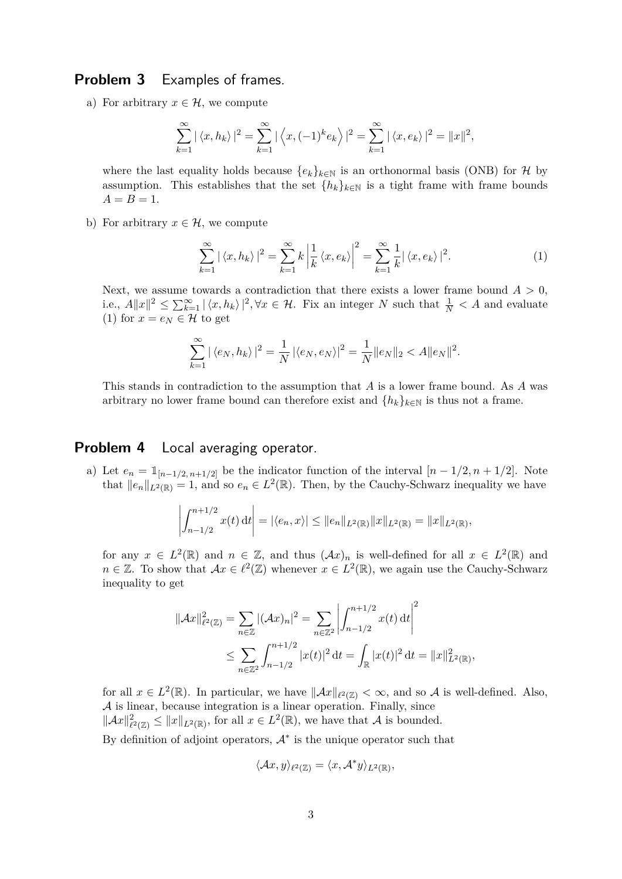## Problem 3 Examples of frames.

a) For arbitrary $x \in \mathcal{H}$, we compute

$$\sum_{k=1}^{\infty} |\langle x, h_k \rangle|^2 = \sum_{k=1}^{\infty} |\left\langle x, (-1)^k e_k \right\rangle|^2 = \sum_{k=1}^{\infty} |\langle x, e_k \rangle|^2 = \|x\|^2,$$

where the last equality holds because $\{e_k\}_{k\in\mathbb{N}}$ is an orthonormal basis (ONB) for $\mathcal{H}$ by assumption. This establishes that the set $\{h_k\}_{k\in\mathbb{N}}$ is a tight frame with frame bounds $A = B = 1$.

b) For arbitrary $x \in \mathcal{H}$, we compute

$$\sum_{k=1}^{\infty} |\langle x, h_k \rangle|^2 = \sum_{k=1}^{\infty} k \left| \frac{1}{k} \langle x, e_k \rangle \right|^2 = \sum_{k=1}^{\infty} \frac{1}{k} |\langle x, e_k \rangle|^2. \tag{1}$$

Next, we assume towards a contradiction that there exists a lower frame bound $A > 0$, i.e., $A\|x\|^2 \leq \sum_{k=1}^{\infty} |\langle x, h_k \rangle|^2, \forall x \in \mathcal{H}$. Fix an integer $N$ such that $\frac{1}{N} < A$ and evaluate (1) for $x = e_N \in \mathcal{H}$ to get

$$\sum_{k=1}^{\infty} |\langle e_N, h_k \rangle|^2 = \frac{1}{N} |\langle e_N, e_N \rangle|^2 = \frac{1}{N} \|e_N\|_2 < A\|e_N\|^2.$$

This stands in contradiction to the assumption that $A$ is a lower frame bound. As $A$ was arbitrary no lower frame bound can therefore exist and $\{h_k\}_{k\in\mathbb{N}}$ is thus not a frame.

## Problem 4 Local averaging operator.

a) Let $e_n = \mathbb{1}_{[n-1/2,\, n+1/2]}$ be the indicator function of the interval $[n - 1/2, n + 1/2]$. Note that $\|e_n\|_{L^2(\mathbb{R})} = 1$, and so $e_n \in L^2(\mathbb{R})$. Then, by the Cauchy-Schwarz inequality we have

$$\left| \int_{n-1/2}^{n+1/2} x(t)\,\mathrm{d}t \right| = |\langle e_n, x \rangle| \leq \|e_n\|_{L^2(\mathbb{R})} \|x\|_{L^2(\mathbb{R})} = \|x\|_{L^2(\mathbb{R})},$$

for any $x \in L^2(\mathbb{R})$ and $n \in \mathbb{Z}$, and thus $(\mathcal{A}x)_n$ is well-defined for all $x \in L^2(\mathbb{R})$ and $n \in \mathbb{Z}$. To show that $\mathcal{A}x \in \ell^2(\mathbb{Z})$ whenever $x \in L^2(\mathbb{R})$, we again use the Cauchy-Schwarz inequality to get

$$\begin{aligned}
\|\mathcal{A}x\|_{\ell^2(\mathbb{Z})}^2 &= \sum_{n\in\mathbb{Z}} |(\mathcal{A}x)_n|^2 = \sum_{n\in\mathbb{Z}^2} \left| \int_{n-1/2}^{n+1/2} x(t)\,\mathrm{d}t \right|^2 \\
&\leq \sum_{n\in\mathbb{Z}^2} \int_{n-1/2}^{n+1/2} |x(t)|^2\,\mathrm{d}t = \int_{\mathbb{R}} |x(t)|^2\,\mathrm{d}t = \|x\|_{L^2(\mathbb{R})}^2,
\end{aligned}$$

for all $x \in L^2(\mathbb{R})$. In particular, we have $\|\mathcal{A}x\|_{\ell^2(\mathbb{Z})} < \infty$, and so $\mathcal{A}$ is well-defined. Also, $\mathcal{A}$ is linear, because integration is a linear operation. Finally, since $\|\mathcal{A}x\|_{\ell^2(\mathbb{Z})}^2 \leq \|x\|_{L^2(\mathbb{R})}$, for all $x \in L^2(\mathbb{R})$, we have that $\mathcal{A}$ is bounded.

By definition of adjoint operators, $\mathcal{A}^*$ is the unique operator such that

$$\langle \mathcal{A}x, y \rangle_{\ell^2(\mathbb{Z})} = \langle x, \mathcal{A}^* y \rangle_{L^2(\mathbb{R})},$$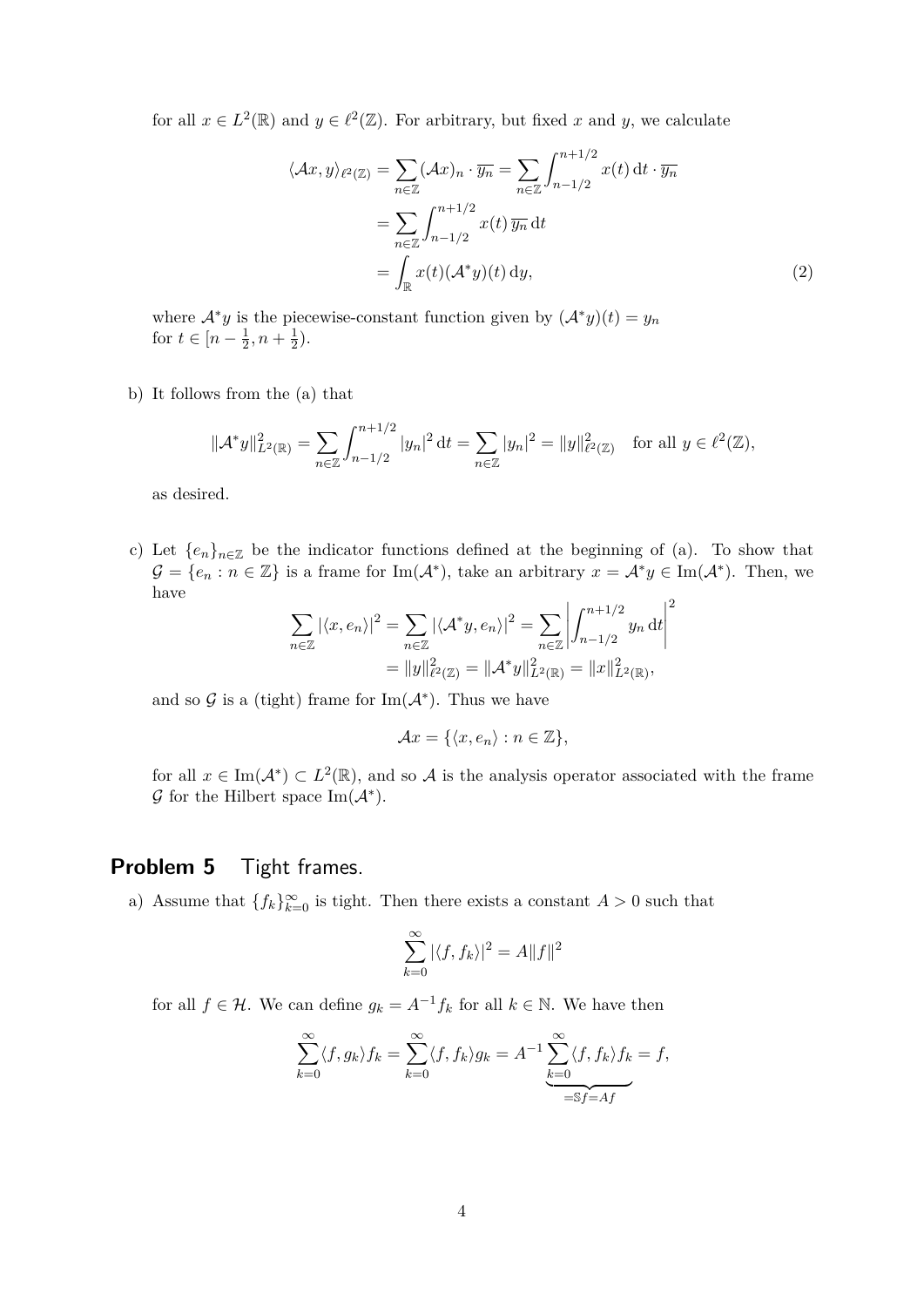for all $x \in L^2(\mathbb{R})$ and $y \in \ell^2(\mathbb{Z})$. For arbitrary, but fixed $x$ and $y$, we calculate

$$
\begin{aligned}
\langle \mathcal{A}x, y \rangle_{\ell^2(\mathbb{Z})} &= \sum_{n\in\mathbb{Z}} (\mathcal{A}x)_n \cdot \overline{y_n} = \sum_{n\in\mathbb{Z}} \int_{n-1/2}^{n+1/2} x(t)\,\mathrm{d}t \cdot \overline{y_n} \\
&= \sum_{n\in\mathbb{Z}} \int_{n-1/2}^{n+1/2} x(t)\,\overline{y_n}\,\mathrm{d}t \\
&= \int_{\mathbb{R}} x(t)(\mathcal{A}^* y)(t)\,\mathrm{d}y, \qquad (2)
\end{aligned}
$$

where $\mathcal{A}^* y$ is the piecewise-constant function given by $(\mathcal{A}^* y)(t) = y_n$ for $t \in [n - \frac{1}{2}, n + \frac{1}{2})$.

b) It follows from the (a) that

$$
\|\mathcal{A}^* y\|^2_{L^2(\mathbb{R})} = \sum_{n\in\mathbb{Z}} \int_{n-1/2}^{n+1/2} |y_n|^2\,\mathrm{d}t = \sum_{n\in\mathbb{Z}} |y_n|^2 = \|y\|^2_{\ell^2(\mathbb{Z})} \quad \text{for all } y \in \ell^2(\mathbb{Z}),
$$

as desired.

c) Let $\{e_n\}_{n\in\mathbb{Z}}$ be the indicator functions defined at the beginning of (a). To show that $\mathcal{G} = \{e_n : n \in \mathbb{Z}\}$ is a frame for $\operatorname{Im}(\mathcal{A}^*)$, take an arbitrary $x = \mathcal{A}^* y \in \operatorname{Im}(\mathcal{A}^*)$. Then, we have

$$
\begin{aligned}
\sum_{n\in\mathbb{Z}} |\langle x, e_n \rangle|^2 &= \sum_{n\in\mathbb{Z}} |\langle \mathcal{A}^* y, e_n \rangle|^2 = \sum_{n\in\mathbb{Z}} \left| \int_{n-1/2}^{n+1/2} y_n\,\mathrm{d}t \right|^2 \\
&= \|y\|^2_{\ell^2(\mathbb{Z})} = \|\mathcal{A}^* y\|^2_{L^2(\mathbb{R})} = \|x\|^2_{L^2(\mathbb{R})},
\end{aligned}
$$

and so $\mathcal{G}$ is a (tight) frame for $\operatorname{Im}(\mathcal{A}^*)$. Thus we have

$$
\mathcal{A}x = \{\langle x, e_n \rangle : n \in \mathbb{Z}\},
$$

for all $x \in \operatorname{Im}(\mathcal{A}^*) \subset L^2(\mathbb{R})$, and so $\mathcal{A}$ is the analysis operator associated with the frame $\mathcal{G}$ for the Hilbert space $\operatorname{Im}(\mathcal{A}^*)$.

## Problem 5 Tight frames.

a) Assume that $\{f_k\}_{k=0}^{\infty}$ is tight. Then there exists a constant $A > 0$ such that

$$
\sum_{k=0}^{\infty} |\langle f, f_k \rangle|^2 = A\|f\|^2
$$

for all $f \in \mathcal{H}$. We can define $g_k = A^{-1} f_k$ for all $k \in \mathbb{N}$. We have then

$$
\sum_{k=0}^{\infty} \langle f, g_k \rangle f_k = \sum_{k=0}^{\infty} \langle f, f_k \rangle g_k = A^{-1} \underbrace{\sum_{k=0}^{\infty} \langle f, f_k \rangle f_k}_{=\mathbb{S}f = Af} = f,
$$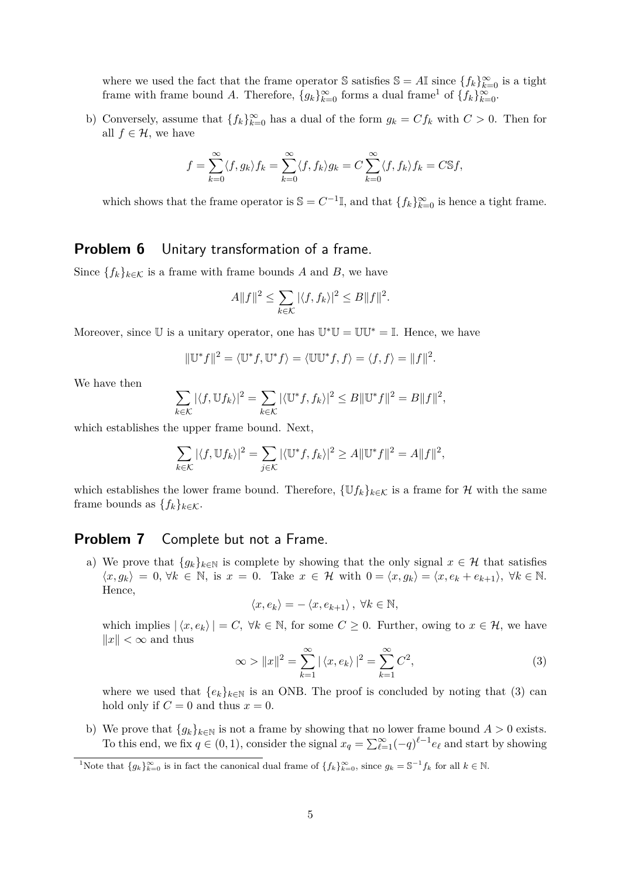where we used the fact that the frame operator $\mathbb{S}$ satisfies $\mathbb{S} = A\mathbb{I}$ since $\{f_k\}_{k=0}^{\infty}$ is a tight frame with frame bound $A$. Therefore, $\{g_k\}_{k=0}^{\infty}$ forms a dual frame[1] of $\{f_k\}_{k=0}^{\infty}$.

b) Conversely, assume that $\{f_k\}_{k=0}^{\infty}$ has a dual of the form $g_k = Cf_k$ with $C > 0$. Then for all $f \in \mathcal{H}$, we have

$$f = \sum_{k=0}^{\infty} \langle f, g_k \rangle f_k = \sum_{k=0}^{\infty} \langle f, f_k \rangle g_k = C \sum_{k=0}^{\infty} \langle f, f_k \rangle f_k = C\mathbb{S}f,$$

which shows that the frame operator is $\mathbb{S} = C^{-1}\mathbb{I}$, and that $\{f_k\}_{k=0}^{\infty}$ is hence a tight frame.

## Problem 6 Unitary transformation of a frame.

Since $\{f_k\}_{k\in\mathcal{K}}$ is a frame with frame bounds $A$ and $B$, we have

$$A\|f\|^2 \leq \sum_{k\in\mathcal{K}} |\langle f, f_k \rangle|^2 \leq B\|f\|^2.$$

Moreover, since $\mathbb{U}$ is a unitary operator, one has $\mathbb{U}^*\mathbb{U} = \mathbb{U}\mathbb{U}^* = \mathbb{I}$. Hence, we have

$$\|\mathbb{U}^*f\|^2 = \langle \mathbb{U}^*f, \mathbb{U}^*f \rangle = \langle \mathbb{U}\mathbb{U}^*f, f \rangle = \langle f, f \rangle = \|f\|^2.$$

We have then

$$\sum_{k\in\mathcal{K}} |\langle f, \mathbb{U}f_k \rangle|^2 = \sum_{k\in\mathcal{K}} |\langle \mathbb{U}^*f, f_k \rangle|^2 \leq B\|\mathbb{U}^*f\|^2 = B\|f\|^2,$$

which establishes the upper frame bound. Next,

$$\sum_{k\in\mathcal{K}} |\langle f, \mathbb{U}f_k \rangle|^2 = \sum_{j\in\mathcal{K}} |\langle \mathbb{U}^*f, f_k \rangle|^2 \geq A\|\mathbb{U}^*f\|^2 = A\|f\|^2,$$

which establishes the lower frame bound. Therefore, $\{\mathbb{U}f_k\}_{k\in\mathcal{K}}$ is a frame for $\mathcal{H}$ with the same frame bounds as $\{f_k\}_{k\in\mathcal{K}}$.

## Problem 7 Complete but not a Frame.

a) We prove that $\{g_k\}_{k\in\mathbb{N}}$ is complete by showing that the only signal $x \in \mathcal{H}$ that satisfies $\langle x, g_k \rangle = 0$, $\forall k \in \mathbb{N}$, is $x = 0$. Take $x \in \mathcal{H}$ with $0 = \langle x, g_k \rangle = \langle x, e_k + e_{k+1} \rangle$, $\forall k \in \mathbb{N}$. Hence,

$$\langle x, e_k \rangle = -\langle x, e_{k+1} \rangle, \ \forall k \in \mathbb{N},$$

which implies $|\langle x, e_k \rangle| = C$, $\forall k \in \mathbb{N}$, for some $C \geq 0$. Further, owing to $x \in \mathcal{H}$, we have $\|x\| < \infty$ and thus

$$\infty > \|x\|^2 = \sum_{k=1}^{\infty} |\langle x, e_k \rangle|^2 = \sum_{k=1}^{\infty} C^2, \tag{3}$$

where we used that $\{e_k\}_{k\in\mathbb{N}}$ is an ONB. The proof is concluded by noting that (3) can hold only if $C = 0$ and thus $x = 0$.

b) We prove that $\{g_k\}_{k\in\mathbb{N}}$ is not a frame by showing that no lower frame bound $A > 0$ exists. To this end, we fix $q \in (0, 1)$, consider the signal $x_q = \sum_{\ell=1}^{\infty} (-q)^{\ell-1} e_\ell$ and start by showing

[1] Note that $\{g_k\}_{k=0}^{\infty}$ is in fact the canonical dual frame of $\{f_k\}_{k=0}^{\infty}$, since $g_k = \mathbb{S}^{-1}f_k$ for all $k \in \mathbb{N}$.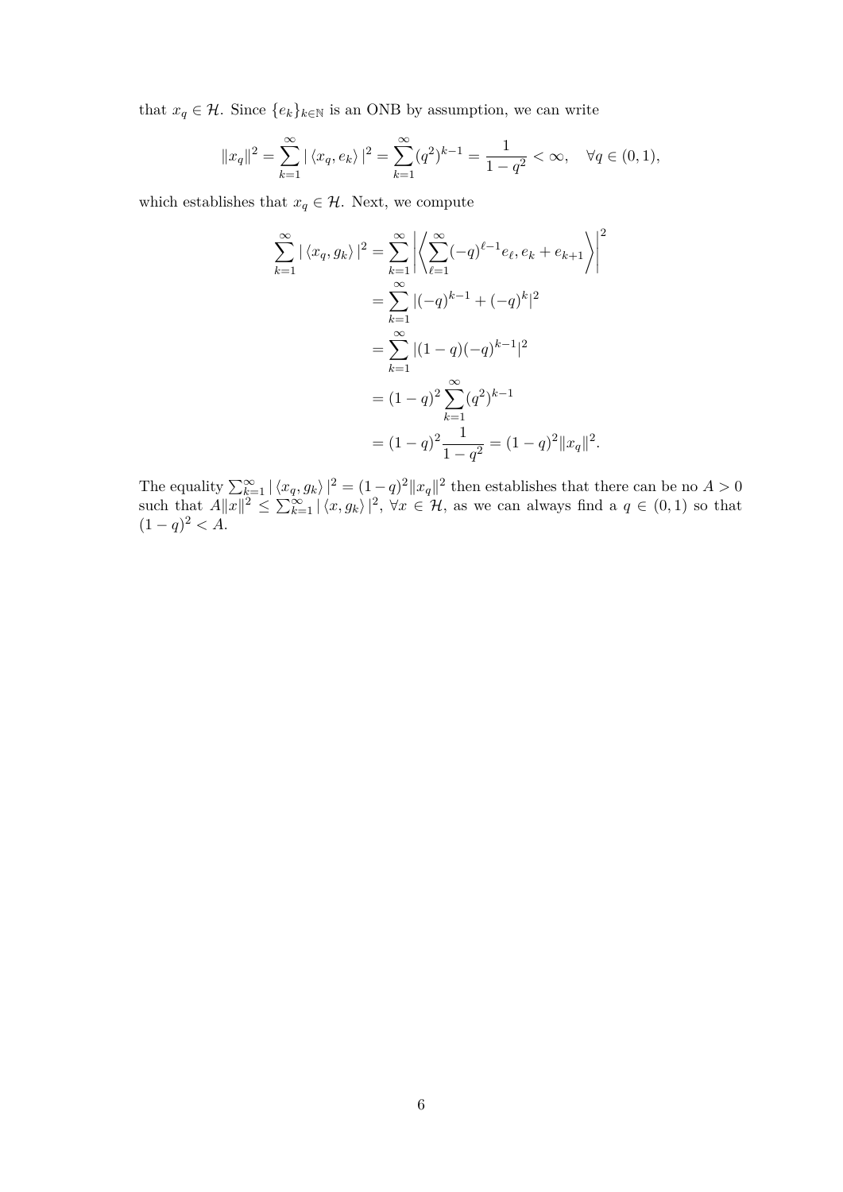that $x_q \in \mathcal{H}$. Since $\{e_k\}_{k\in\mathbb{N}}$ is an ONB by assumption, we can write

$$\|x_q\|^2 = \sum_{k=1}^{\infty} |\langle x_q, e_k\rangle|^2 = \sum_{k=1}^{\infty} (q^2)^{k-1} = \frac{1}{1-q^2} < \infty, \quad \forall q \in (0,1),$$

which establishes that $x_q \in \mathcal{H}$. Next, we compute

$$\begin{aligned}
\sum_{k=1}^{\infty} |\langle x_q, g_k\rangle|^2 &= \sum_{k=1}^{\infty} \left| \left\langle \sum_{\ell=1}^{\infty} (-q)^{\ell-1} e_\ell, e_k + e_{k+1} \right\rangle \right|^2 \\
&= \sum_{k=1}^{\infty} |(-q)^{k-1} + (-q)^k|^2 \\
&= \sum_{k=1}^{\infty} |(1-q)(-q)^{k-1}|^2 \\
&= (1-q)^2 \sum_{k=1}^{\infty} (q^2)^{k-1} \\
&= (1-q)^2 \frac{1}{1-q^2} = (1-q)^2 \|x_q\|^2.
\end{aligned}$$

The equality $\sum_{k=1}^{\infty} |\langle x_q, g_k\rangle|^2 = (1-q)^2\|x_q\|^2$ then establishes that there can be no $A > 0$ such that $A\|x\|^2 \leq \sum_{k=1}^{\infty} |\langle x, g_k\rangle|^2$, $\forall x \in \mathcal{H}$, as we can always find a $q \in (0,1)$ so that $(1-q)^2 < A$.